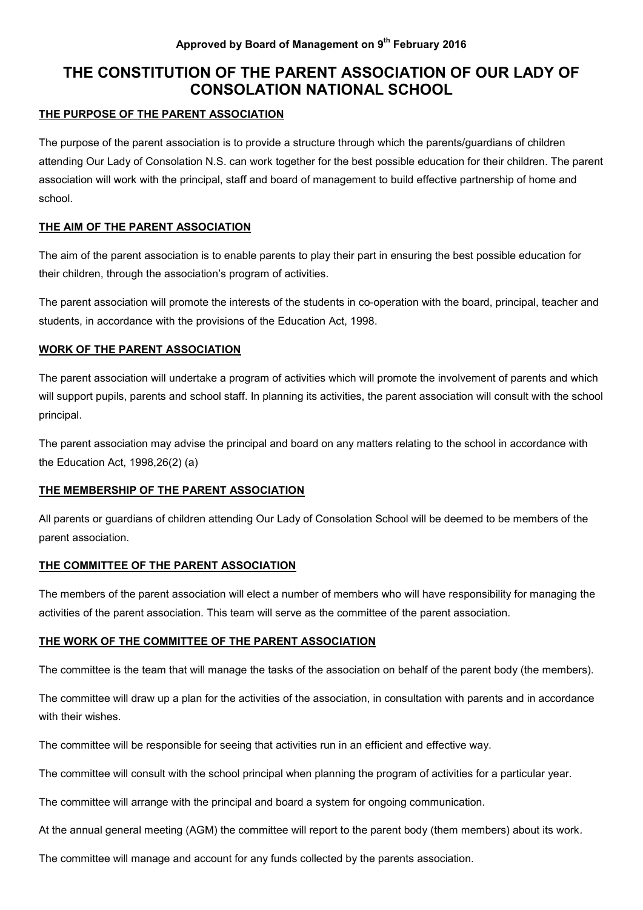**Approved by Board of Management on 9th February 2016**

# THE CONSTITUTION OF THE PARENT ASSOCIATION OF OUR LADY OF CONSOLATION NATIONAL SCHOOL

## THE PURPOSE OF THE PARENT ASSOCIATION

The purpose of the parent association is to provide a structure through which the parents/guardians of children attending Our Lady of Consolation N.S. can work together for the best possible education for their children. The parent association will work with the principal, staff and board of management to build effective partnership of home and school.

## THE AIM OF THE PARENT ASSOCIATION

The aim of the parent association is to enable parents to play their part in ensuring the best possible education for their children, through the association's program of activities.

The parent association will promote the interests of the students in co-operation with the board, principal, teacher and students, in accordance with the provisions of the Education Act, 1998.

## WORK OF THE PARENT ASSOCIATION

The parent association will undertake a program of activities which will promote the involvement of parents and which will support pupils, parents and school staff. In planning its activities, the parent association will consult with the school principal.

The parent association may advise the principal and board on any matters relating to the school in accordance with the Education Act, 1998,26(2) (a)

## THE MEMBERSHIP OF THE PARENT ASSOCIATION

All parents or guardians of children attending Our Lady of Consolation School will be deemed to be members of the parent association.

## THE COMMITTEE OF THE PARENT ASSOCIATION

The members of the parent association will elect a number of members who will have responsibility for managing the activities of the parent association. This team will serve as the committee of the parent association.

## THE WORK OF THE COMMITTEE OF THE PARENT ASSOCIATION

The committee is the team that will manage the tasks of the association on behalf of the parent body (the members).

The committee will draw up a plan for the activities of the association, in consultation with parents and in accordance with their wishes.

The committee will be responsible for seeing that activities run in an efficient and effective way.

The committee will consult with the school principal when planning the program of activities for a particular year.

The committee will arrange with the principal and board a system for ongoing communication.

At the annual general meeting (AGM) the committee will report to the parent body (them members) about its work.

The committee will manage and account for any funds collected by the parents association.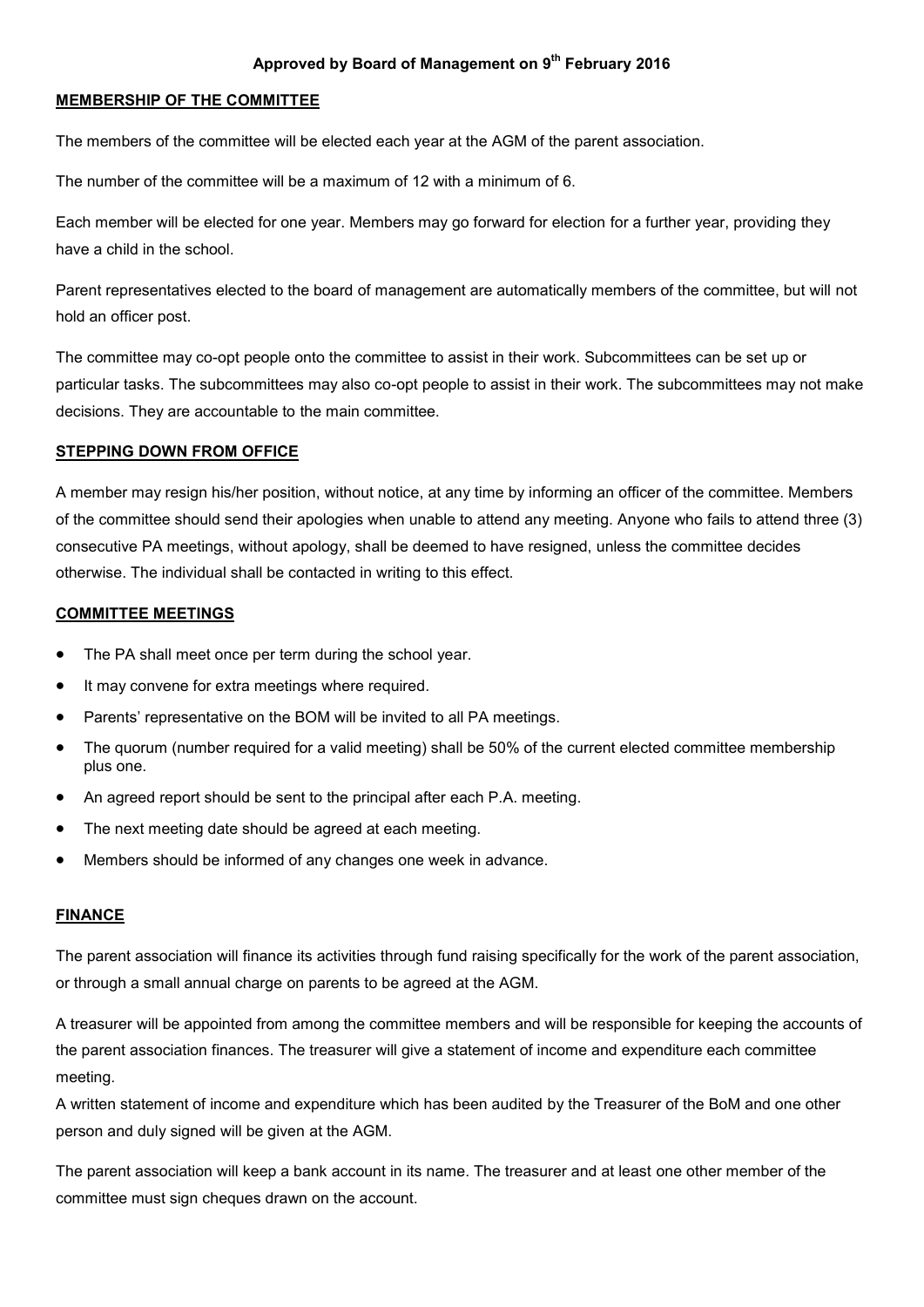**Approved by Board of Management on 9th February 2016**

**MEMBERSHIP OF THE COMMITTEE**

The members of the committee will be elected each year at the AGM of the parent association.

The number of the committee will be a maximum of 12 with a minimum of 6.

Each member will be elected for one year. Members may go forward for election for a further year, providing they have a child in the school.

Parent representatives elected to the board of management are automatically members of the committee, but will not hold an officer post.

The committee may co-opt people onto the committee to assist in their work. Subcommittees can be set up or particular tasks. The subcommittees may also co-opt people to assist in their work. The subcommittees may not make decisions. They are accountable to the main committee.

**STEPPING DOWN FROM OFFICE**

A member may resign his/her position, without notice, at any time by informing an officer of the committee. Members of the committee should send their apologies when unable to attend any meeting. Anyone who fails to attend three (3) consecutive PA meetings, without apology, shall be deemed to have resigned, unless the committee decides otherwise. The individual shall be contacted in writing to this effect.

**COMMITTEE MEETINGS**

- The PA shall meet once per term during the school year.
- It may convene for extra meetings where required.
- Parents' representative on the BOM will be invited to all PA meetings.
- The quorum (number required for a valid meeting) shall be 50% of the current elected committee membership plus one.
- An agreed report should be sent to the principal after each P.A. meeting.
- The next meeting date should be agreed at each meeting.
- Members should be informed of any changes one week in advance.

**FINANCE**

The parent association will finance its activities through fund raising specifically for the work of the parent association, or through a small annual charge on parents to be agreed at the AGM.

A treasurer will be appointed from among the committee members and will be responsible for keeping the accounts of the parent association finances. The treasurer will give a statement of income and expenditure each committee meeting.

A written statement of income and expenditure which has been audited by the Treasurer of the BoM and one other person and duly signed will be given at the AGM.

The parent association will keep a bank account in its name. The treasurer and at least one other member of the committee must sign cheques drawn on the account.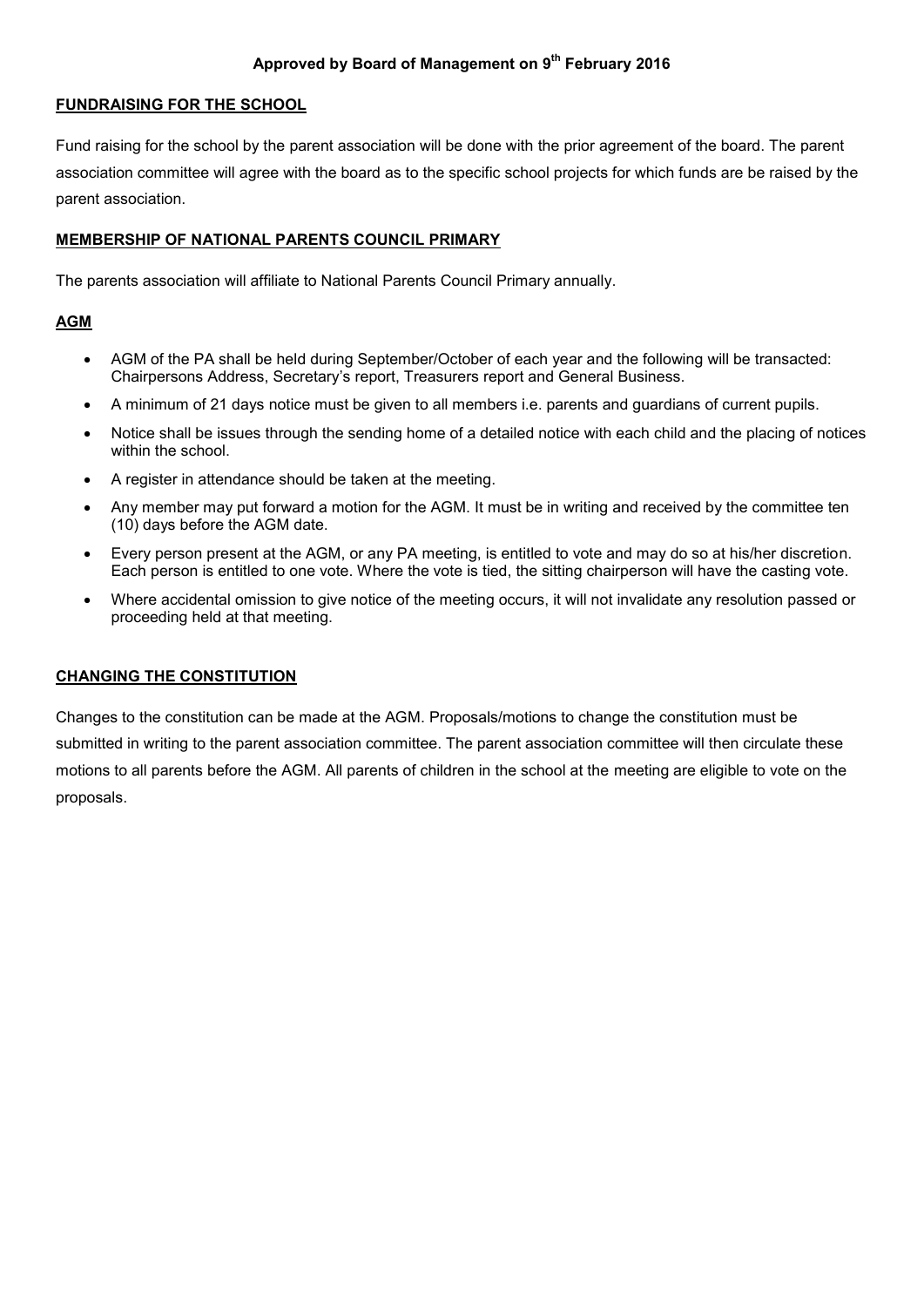**Approved by Board of Management on 9th February 2016**

**FUNDRAISING FOR THE SCHOOL**

Fund raising for the school by the parent association will be done with the prior agreement of the board. The parent association committee will agree with the board as to the specific school projects for which funds are be raised by the parent association.

**MEMBERSHIP OF NATIONAL PARENTS COUNCIL PRIMARY**

The parents association will affiliate to National Parents Council Primary annually.

**AGM**

- AGM of the PA shall be held during September/October of each year and the following will be transacted: Chairpersons Address, Secretary's report, Treasurers report and General Business.
- A minimum of 21 days notice must be given to all members i.e. parents and guardians of current pupils.
- Notice shall be issues through the sending home of a detailed notice with each child and the placing of notices within the school.
- A register in attendance should be taken at the meeting.
- Any member may put forward a motion for the AGM. It must be in writing and received by the committee ten (10) days before the AGM date.
- Every person present at the AGM, or any PA meeting, is entitled to vote and may do so at his/her discretion. Each person is entitled to one vote. Where the vote is tied, the sitting chairperson will have the casting vote.
- Where accidental omission to give notice of the meeting occurs, it will not invalidate any resolution passed or proceeding held at that meeting.

**CHANGING THE CONSTITUTION**

Changes to the constitution can be made at the AGM. Proposals/motions to change the constitution must be submitted in writing to the parent association committee. The parent association committee will then circulate these motions to all parents before the AGM. All parents of children in the school at the meeting are eligible to vote on the proposals.